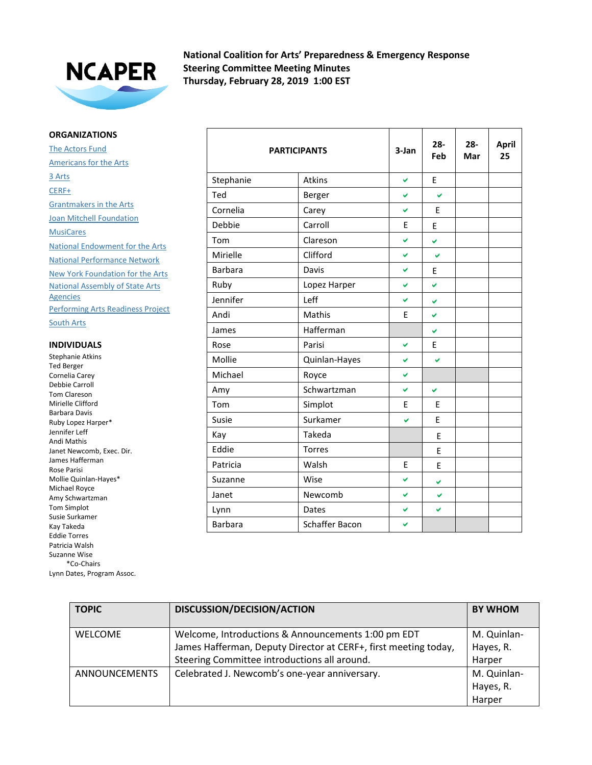NCAPER

**National Coalition for Arts' Preparedness & Emergency Response**
**Steering Committee Meeting Minutes**
**Thursday, February 28, 2019 1:00 EST**

**ORGANIZATIONS**

- The Actors Fund
- Americans for the Arts
- 3 Arts
- CERF+
- Grantmakers in the Arts
- Joan Mitchell Foundation
- MusiCares
- National Endowment for the Arts
- National Performance Network
- New York Foundation for the Arts
- National Assembly of State Arts Agencies
- Performing Arts Readiness Project
- South Arts

**INDIVIDUALS**

Stephanie Atkins
Ted Berger
Cornelia Carey
Debbie Carroll
Tom Clareson
Mirielle Clifford
Barbara Davis
Ruby Lopez Harper*
Jennifer Leff
Andi Mathis
Janet Newcomb, Exec. Dir.
James Hafferman
Rose Parisi
Mollie Quinlan-Hayes*
Michael Royce
Amy Schwartzman
Tom Simplot
Susie Surkamer
Kay Takeda
Eddie Torres
Patricia Walsh
Suzanne Wise
*Co-Chairs
Lynn Dates, Program Assoc.

| PARTICIPANTS | | 3-Jan | 28-Feb | 28-Mar | April 25 |
|---|---|---|---|---|---|
| Stephanie | Atkins | ✔ | E | | |
| Ted | Berger | ✔ | ✔ | | |
| Cornelia | Carey | ✔ | E | | |
| Debbie | Carroll | E | E | | |
| Tom | Clareson | ✔ | ✔ | | |
| Mirielle | Clifford | ✔ | ✔ | | |
| Barbara | Davis | ✔ | E | | |
| Ruby | Lopez Harper | ✔ | ✔ | | |
| Jennifer | Leff | ✔ | ✔ | | |
| Andi | Mathis | E | ✔ | | |
| James | Hafferman | | ✔ | | |
| Rose | Parisi | ✔ | E | | |
| Mollie | Quinlan-Hayes | ✔ | ✔ | | |
| Michael | Royce | ✔ | | | |
| Amy | Schwartzman | ✔ | ✔ | | |
| Tom | Simplot | E | E | | |
| Susie | Surkamer | ✔ | E | | |
| Kay | Takeda | | E | | |
| Eddie | Torres | | E | | |
| Patricia | Walsh | E | E | | |
| Suzanne | Wise | ✔ | ✔ | | |
| Janet | Newcomb | ✔ | ✔ | | |
| Lynn | Dates | ✔ | ✔ | | |
| Barbara | Schaffer Bacon | ✔ | | | |

| TOPIC | DISCUSSION/DECISION/ACTION | BY WHOM |
|---|---|---|
| WELCOME | Welcome, Introductions & Announcements 1:00 pm EDT James Hafferman, Deputy Director at CERF+, first meeting today, Steering Committee introductions all around. | M. Quinlan-Hayes, R. Harper |
| ANNOUNCEMENTS | Celebrated J. Newcomb's one-year anniversary. | M. Quinlan-Hayes, R. Harper |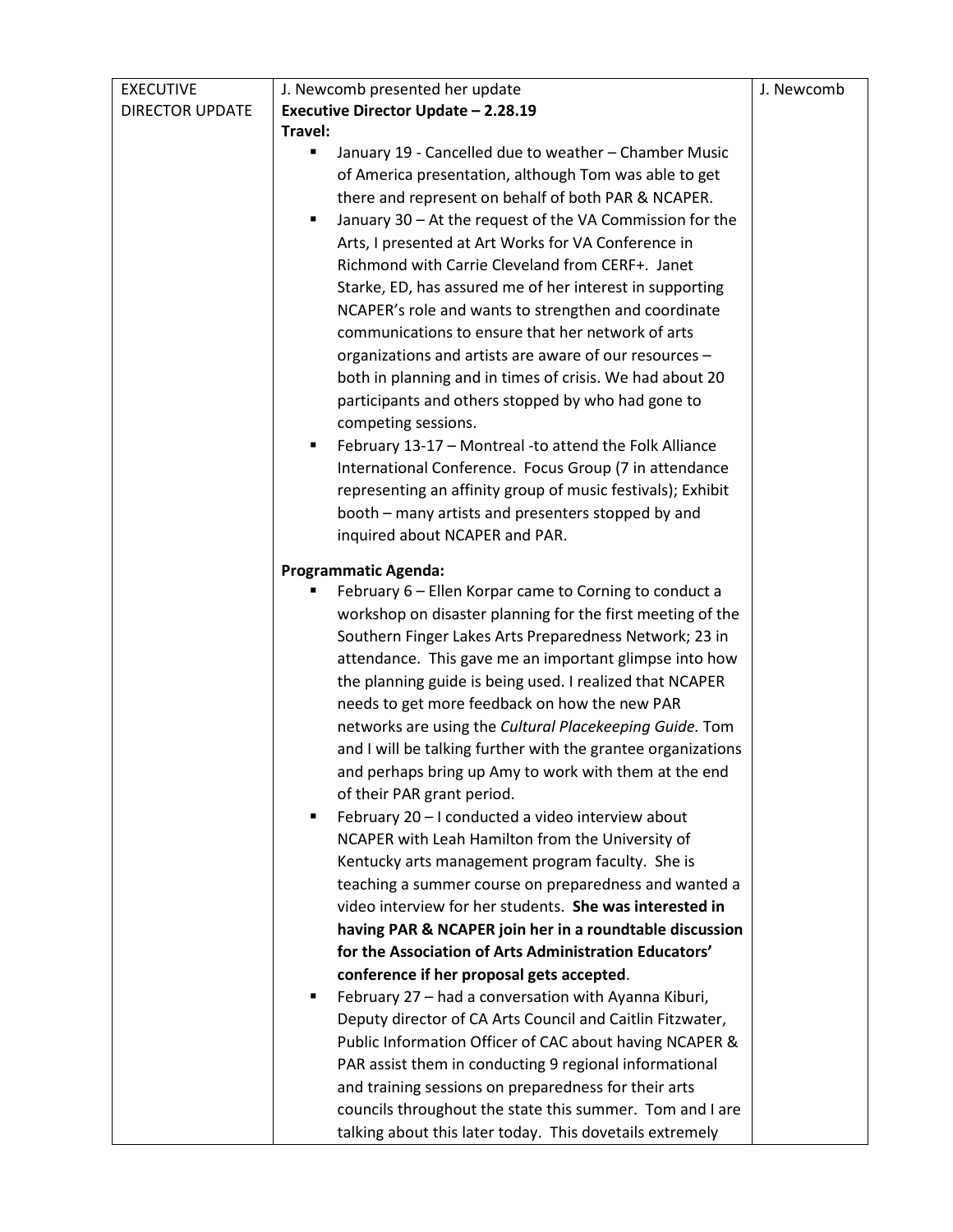| EXECUTIVE DIRECTOR UPDATE | J. Newcomb presented her update<br>**Executive Director Update – 2.28.19**<br>**Travel:**<br>▪ January 19 - Cancelled due to weather – Chamber Music of America presentation, although Tom was able to get there and represent on behalf of both PAR & NCAPER.<br>▪ January 30 – At the request of the VA Commission for the Arts, I presented at Art Works for VA Conference in Richmond with Carrie Cleveland from CERF+. Janet Starke, ED, has assured me of her interest in supporting NCAPER's role and wants to strengthen and coordinate communications to ensure that her network of arts organizations and artists are aware of our resources – both in planning and in times of crisis. We had about 20 participants and others stopped by who had gone to competing sessions.<br>▪ February 13-17 – Montreal -to attend the Folk Alliance International Conference. Focus Group (7 in attendance representing an affinity group of music festivals); Exhibit booth – many artists and presenters stopped by and inquired about NCAPER and PAR.<br><br>**Programmatic Agenda:**<br>▪ February 6 – Ellen Korpar came to Corning to conduct a workshop on disaster planning for the first meeting of the Southern Finger Lakes Arts Preparedness Network; 23 in attendance. This gave me an important glimpse into how the planning guide is being used. I realized that NCAPER needs to get more feedback on how the new PAR networks are using the *Cultural Placekeeping Guide.* Tom and I will be talking further with the grantee organizations and perhaps bring up Amy to work with them at the end of their PAR grant period.<br>▪ February 20 – I conducted a video interview about NCAPER with Leah Hamilton from the University of Kentucky arts management program faculty. She is teaching a summer course on preparedness and wanted a video interview for her students. **She was interested in having PAR & NCAPER join her in a roundtable discussion for the Association of Arts Administration Educators' conference if her proposal gets accepted**.<br>▪ February 27 – had a conversation with Ayanna Kiburi, Deputy director of CA Arts Council and Caitlin Fitzwater, Public Information Officer of CAC about having NCAPER & PAR assist them in conducting 9 regional informational and training sessions on preparedness for their arts councils throughout the state this summer. Tom and I are talking about this later today. This dovetails extremely | J. Newcomb |
|---|---|---|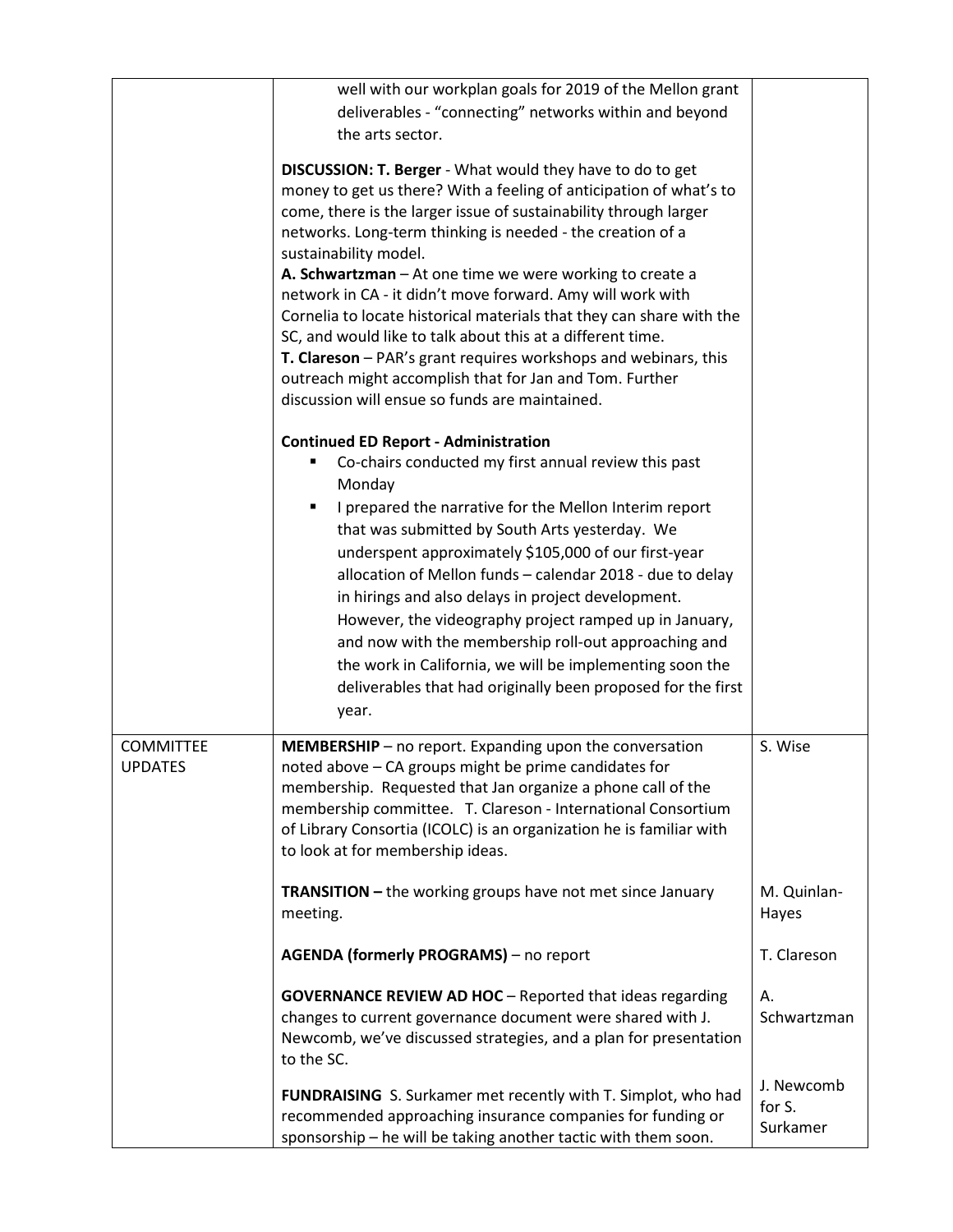| | | |
|---|---|---|
| | well with our workplan goals for 2019 of the Mellon grant deliverables - "connecting" networks within and beyond the arts sector.<br><br>**DISCUSSION: T. Berger** - What would they have to do to get money to get us there? With a feeling of anticipation of what's to come, there is the larger issue of sustainability through larger networks. Long-term thinking is needed - the creation of a sustainability model.<br>**A. Schwartzman** – At one time we were working to create a network in CA - it didn't move forward. Amy will work with Cornelia to locate historical materials that they can share with the SC, and would like to talk about this at a different time.<br>**T. Clareson** – PAR's grant requires workshops and webinars, this outreach might accomplish that for Jan and Tom. Further discussion will ensue so funds are maintained.<br><br>**Continued ED Report - Administration**<br>- Co-chairs conducted my first annual review this past Monday<br>- I prepared the narrative for the Mellon Interim report that was submitted by South Arts yesterday. We underspent approximately $105,000 of our first-year allocation of Mellon funds – calendar 2018 - due to delay in hirings and also delays in project development. However, the videography project ramped up in January, and now with the membership roll-out approaching and the work in California, we will be implementing soon the deliverables that had originally been proposed for the first year. | |
| COMMITTEE UPDATES | **MEMBERSHIP** – no report. Expanding upon the conversation noted above – CA groups might be prime candidates for membership. Requested that Jan organize a phone call of the membership committee. T. Clareson - International Consortium of Library Consortia (ICOLC) is an organization he is familiar with to look at for membership ideas. | S. Wise |
| | **TRANSITION –** the working groups have not met since January meeting. | M. Quinlan-Hayes |
| | **AGENDA (formerly PROGRAMS)** – no report | T. Clareson |
| | **GOVERNANCE REVIEW AD HOC** – Reported that ideas regarding changes to current governance document were shared with J. Newcomb, we've discussed strategies, and a plan for presentation to the SC. | A. Schwartzman |
| | **FUNDRAISING** S. Surkamer met recently with T. Simplot, who had recommended approaching insurance companies for funding or sponsorship – he will be taking another tactic with them soon. | J. Newcomb for S. Surkamer |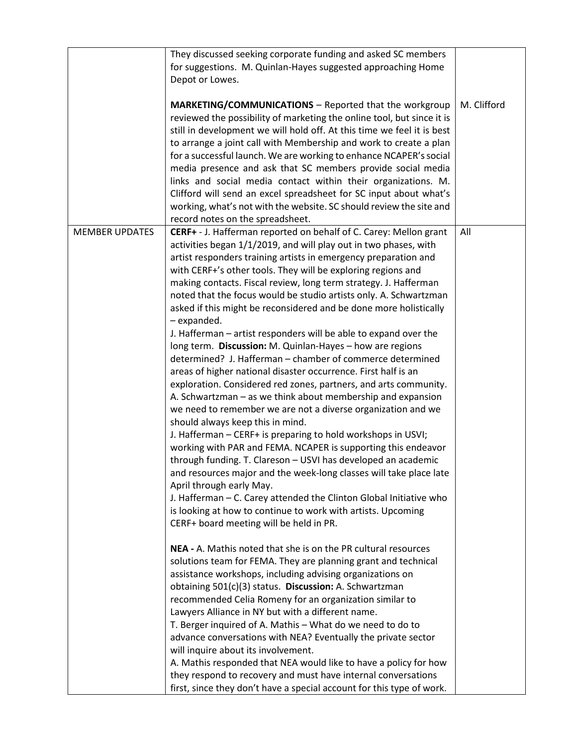|  |  |  |
|---|---|---|
|  | They discussed seeking corporate funding and asked SC members for suggestions. M. Quinlan-Hayes suggested approaching Home Depot or Lowes.<br><br>**MARKETING/COMMUNICATIONS** – Reported that the workgroup reviewed the possibility of marketing the online tool, but since it is still in development we will hold off. At this time we feel it is best to arrange a joint call with Membership and work to create a plan for a successful launch. We are working to enhance NCAPER's social media presence and ask that SC members provide social media links and social media contact within their organizations. M. Clifford will send an excel spreadsheet for SC input about what's working, what's not with the website. SC should review the site and record notes on the spreadsheet. | M. Clifford |
| MEMBER UPDATES | **CERF+** - J. Hafferman reported on behalf of C. Carey: Mellon grant activities began 1/1/2019, and will play out in two phases, with artist responders training artists in emergency preparation and with CERF+'s other tools. They will be exploring regions and making contacts. Fiscal review, long term strategy. J. Hafferman noted that the focus would be studio artists only. A. Schwartzman asked if this might be reconsidered and be done more holistically – expanded.<br>J. Hafferman – artist responders will be able to expand over the long term. **Discussion:** M. Quinlan-Hayes – how are regions determined? J. Hafferman – chamber of commerce determined areas of higher national disaster occurrence. First half is an exploration. Considered red zones, partners, and arts community.<br>A. Schwartzman – as we think about membership and expansion we need to remember we are not a diverse organization and we should always keep this in mind.<br>J. Hafferman – CERF+ is preparing to hold workshops in USVI; working with PAR and FEMA. NCAPER is supporting this endeavor through funding. T. Clareson – USVI has developed an academic and resources major and the week-long classes will take place late April through early May.<br>J. Hafferman – C. Carey attended the Clinton Global Initiative who is looking at how to continue to work with artists. Upcoming CERF+ board meeting will be held in PR.<br><br>**NEA -** A. Mathis noted that she is on the PR cultural resources solutions team for FEMA. They are planning grant and technical assistance workshops, including advising organizations on obtaining 501(c)(3) status. **Discussion:** A. Schwartzman recommended Celia Romeny for an organization similar to Lawyers Alliance in NY but with a different name.<br>T. Berger inquired of A. Mathis – What do we need to do to advance conversations with NEA? Eventually the private sector will inquire about its involvement.<br>A. Mathis responded that NEA would like to have a policy for how they respond to recovery and must have internal conversations first, since they don't have a special account for this type of work. | All |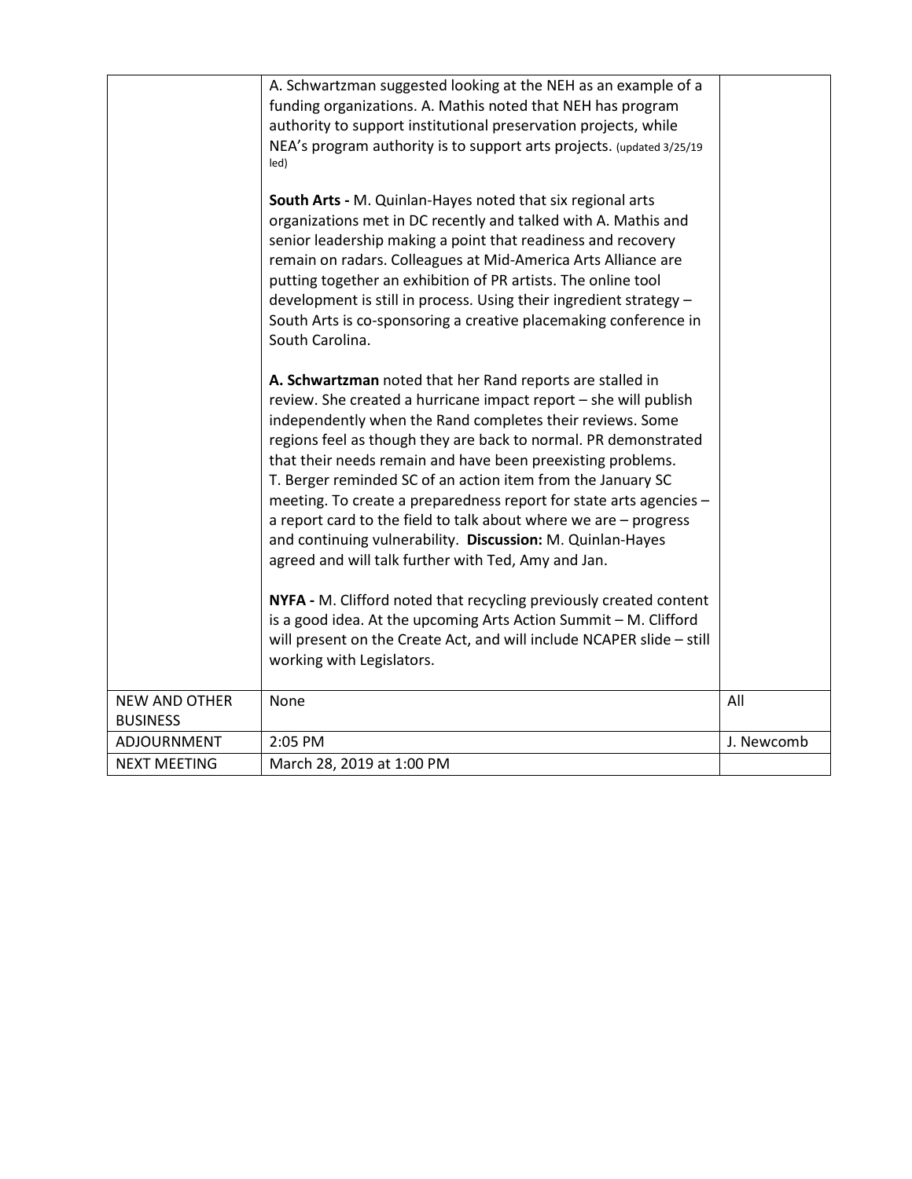| | | |
|---|---|---|
| | A. Schwartzman suggested looking at the NEH as an example of a funding organizations. A. Mathis noted that NEH has program authority to support institutional preservation projects, while NEA's program authority is to support arts projects. (updated 3/25/19 led)<br><br>**South Arts -** M. Quinlan-Hayes noted that six regional arts organizations met in DC recently and talked with A. Mathis and senior leadership making a point that readiness and recovery remain on radars. Colleagues at Mid-America Arts Alliance are putting together an exhibition of PR artists. The online tool development is still in process. Using their ingredient strategy – South Arts is co-sponsoring a creative placemaking conference in South Carolina.<br><br>**A. Schwartzman** noted that her Rand reports are stalled in review. She created a hurricane impact report – she will publish independently when the Rand completes their reviews. Some regions feel as though they are back to normal. PR demonstrated that their needs remain and have been preexisting problems. T. Berger reminded SC of an action item from the January SC meeting. To create a preparedness report for state arts agencies – a report card to the field to talk about where we are – progress and continuing vulnerability. **Discussion:** M. Quinlan-Hayes agreed and will talk further with Ted, Amy and Jan.<br><br>**NYFA -** M. Clifford noted that recycling previously created content is a good idea. At the upcoming Arts Action Summit – M. Clifford will present on the Create Act, and will include NCAPER slide – still working with Legislators. | |
| NEW AND OTHER BUSINESS | None | All |
| ADJOURNMENT | 2:05 PM | J. Newcomb |
| NEXT MEETING | March 28, 2019 at 1:00 PM | |